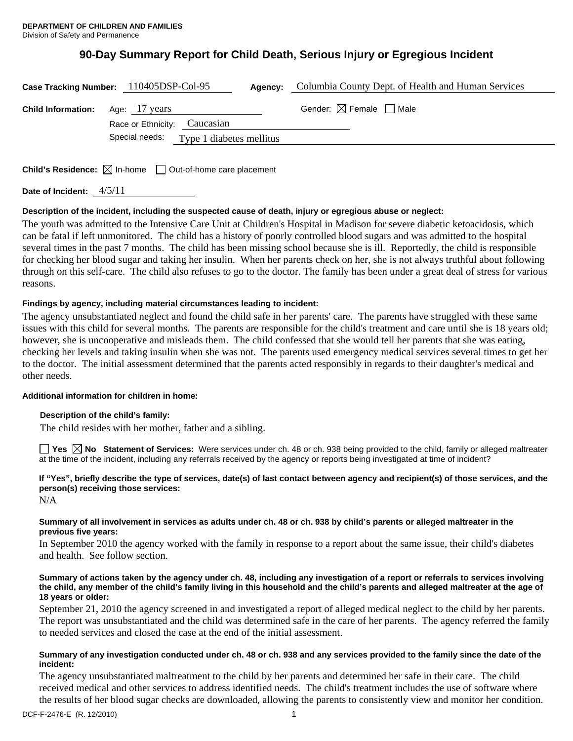**DEPARTMENT OF CHILDREN AND FAMILIES**
Division of Safety and Permanence

# 90-Day Summary Report for Child Death, Serious Injury or Egregious Incident

**Case Tracking Number:** 110405DSP-Col-95 **Agency:** Columbia County Dept. of Health and Human Services

**Child Information:** Age: 17 years Gender: ☒ Female ☐ Male

Race or Ethnicity: Caucasian

Special needs: Type 1 diabetes mellitus

**Child's Residence:** ☒ In-home ☐ Out-of-home care placement

**Date of Incident:** 4/5/11

**Description of the incident, including the suspected cause of death, injury or egregious abuse or neglect:**

The youth was admitted to the Intensive Care Unit at Children's Hospital in Madison for severe diabetic ketoacidosis, which can be fatal if left unmonitored. The child has a history of poorly controlled blood sugars and was admitted to the hospital several times in the past 7 months. The child has been missing school because she is ill. Reportedly, the child is responsible for checking her blood sugar and taking her insulin. When her parents check on her, she is not always truthful about following through on this self-care. The child also refuses to go to the doctor. The family has been under a great deal of stress for various reasons.

**Findings by agency, including material circumstances leading to incident:**

The agency unsubstantiated neglect and found the child safe in her parents' care. The parents have struggled with these same issues with this child for several months. The parents are responsible for the child's treatment and care until she is 18 years old; however, she is uncooperative and misleads them. The child confessed that she would tell her parents that she was eating, checking her levels and taking insulin when she was not. The parents used emergency medical services several times to get her to the doctor. The initial assessment determined that the parents acted responsibly in regards to their daughter's medical and other needs.

**Additional information for children in home:**

**Description of the child's family:**

The child resides with her mother, father and a sibling.

☐ **Yes** ☒ **No** **Statement of Services:** Were services under ch. 48 or ch. 938 being provided to the child, family or alleged maltreater at the time of the incident, including any referrals received by the agency or reports being investigated at time of incident?

**If "Yes", briefly describe the type of services, date(s) of last contact between agency and recipient(s) of those services, and the person(s) receiving those services:**

N/A

**Summary of all involvement in services as adults under ch. 48 or ch. 938 by child's parents or alleged maltreater in the previous five years:**

In September 2010 the agency worked with the family in response to a report about the same issue, their child's diabetes and health. See follow section.

**Summary of actions taken by the agency under ch. 48, including any investigation of a report or referrals to services involving the child, any member of the child's family living in this household and the child's parents and alleged maltreater at the age of 18 years or older:**

September 21, 2010 the agency screened in and investigated a report of alleged medical neglect to the child by her parents. The report was unsubstantiated and the child was determined safe in the care of her parents. The agency referred the family to needed services and closed the case at the end of the initial assessment.

**Summary of any investigation conducted under ch. 48 or ch. 938 and any services provided to the family since the date of the incident:**

The agency unsubstantiated maltreatment to the child by her parents and determined her safe in their care. The child received medical and other services to address identified needs. The child's treatment includes the use of software where the results of her blood sugar checks are downloaded, allowing the parents to consistently view and monitor her condition.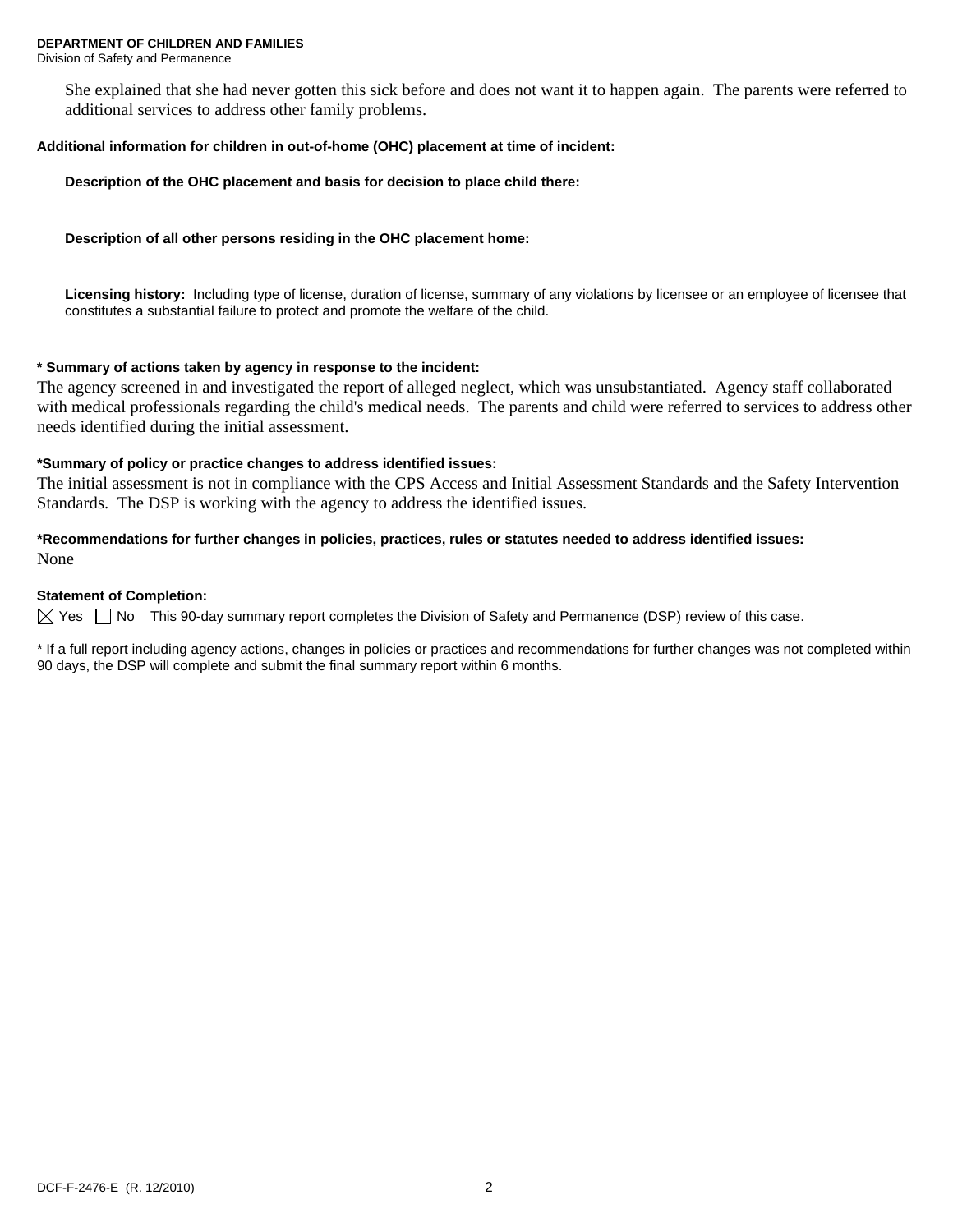She explained that she had never gotten this sick before and does not want it to happen again. The parents were referred to additional services to address other family problems.

**Additional information for children in out-of-home (OHC) placement at time of incident:**

**Description of the OHC placement and basis for decision to place child there:**

**Description of all other persons residing in the OHC placement home:**

**Licensing history:** Including type of license, duration of license, summary of any violations by licensee or an employee of licensee that constitutes a substantial failure to protect and promote the welfare of the child.

**\* Summary of actions taken by agency in response to the incident:**

The agency screened in and investigated the report of alleged neglect, which was unsubstantiated. Agency staff collaborated with medical professionals regarding the child's medical needs. The parents and child were referred to services to address other needs identified during the initial assessment.

**\*Summary of policy or practice changes to address identified issues:**

The initial assessment is not in compliance with the CPS Access and Initial Assessment Standards and the Safety Intervention Standards. The DSP is working with the agency to address the identified issues.

**\*Recommendations for further changes in policies, practices, rules or statutes needed to address identified issues:**

None

**Statement of Completion:**

☒ Yes ☐ No This 90-day summary report completes the Division of Safety and Permanence (DSP) review of this case.

\* If a full report including agency actions, changes in policies or practices and recommendations for further changes was not completed within 90 days, the DSP will complete and submit the final summary report within 6 months.